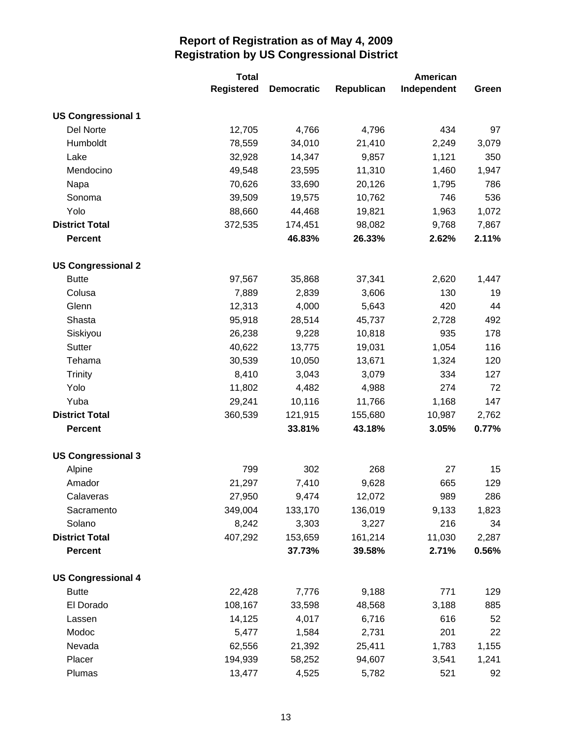# Report of Registration as of May 4, 2009
## Registration by US Congressional District

| | Total Registered | Democratic | Republican | American Independent | Green |
|---|---|---|---|---|---|
| **US Congressional 1** | | | | | |
| Del Norte | 12,705 | 4,766 | 4,796 | 434 | 97 |
| Humboldt | 78,559 | 34,010 | 21,410 | 2,249 | 3,079 |
| Lake | 32,928 | 14,347 | 9,857 | 1,121 | 350 |
| Mendocino | 49,548 | 23,595 | 11,310 | 1,460 | 1,947 |
| Napa | 70,626 | 33,690 | 20,126 | 1,795 | 786 |
| Sonoma | 39,509 | 19,575 | 10,762 | 746 | 536 |
| Yolo | 88,660 | 44,468 | 19,821 | 1,963 | 1,072 |
| **District Total** | 372,535 | 174,451 | 98,082 | 9,768 | 7,867 |
| **Percent** | | **46.83%** | **26.33%** | **2.62%** | **2.11%** |
| **US Congressional 2** | | | | | |
| Butte | 97,567 | 35,868 | 37,341 | 2,620 | 1,447 |
| Colusa | 7,889 | 2,839 | 3,606 | 130 | 19 |
| Glenn | 12,313 | 4,000 | 5,643 | 420 | 44 |
| Shasta | 95,918 | 28,514 | 45,737 | 2,728 | 492 |
| Siskiyou | 26,238 | 9,228 | 10,818 | 935 | 178 |
| Sutter | 40,622 | 13,775 | 19,031 | 1,054 | 116 |
| Tehama | 30,539 | 10,050 | 13,671 | 1,324 | 120 |
| Trinity | 8,410 | 3,043 | 3,079 | 334 | 127 |
| Yolo | 11,802 | 4,482 | 4,988 | 274 | 72 |
| Yuba | 29,241 | 10,116 | 11,766 | 1,168 | 147 |
| **District Total** | 360,539 | 121,915 | 155,680 | 10,987 | 2,762 |
| **Percent** | | **33.81%** | **43.18%** | **3.05%** | **0.77%** |
| **US Congressional 3** | | | | | |
| Alpine | 799 | 302 | 268 | 27 | 15 |
| Amador | 21,297 | 7,410 | 9,628 | 665 | 129 |
| Calaveras | 27,950 | 9,474 | 12,072 | 989 | 286 |
| Sacramento | 349,004 | 133,170 | 136,019 | 9,133 | 1,823 |
| Solano | 8,242 | 3,303 | 3,227 | 216 | 34 |
| **District Total** | 407,292 | 153,659 | 161,214 | 11,030 | 2,287 |
| **Percent** | | **37.73%** | **39.58%** | **2.71%** | **0.56%** |
| **US Congressional 4** | | | | | |
| Butte | 22,428 | 7,776 | 9,188 | 771 | 129 |
| El Dorado | 108,167 | 33,598 | 48,568 | 3,188 | 885 |
| Lassen | 14,125 | 4,017 | 6,716 | 616 | 52 |
| Modoc | 5,477 | 1,584 | 2,731 | 201 | 22 |
| Nevada | 62,556 | 21,392 | 25,411 | 1,783 | 1,155 |
| Placer | 194,939 | 58,252 | 94,607 | 3,541 | 1,241 |
| Plumas | 13,477 | 4,525 | 5,782 | 521 | 92 |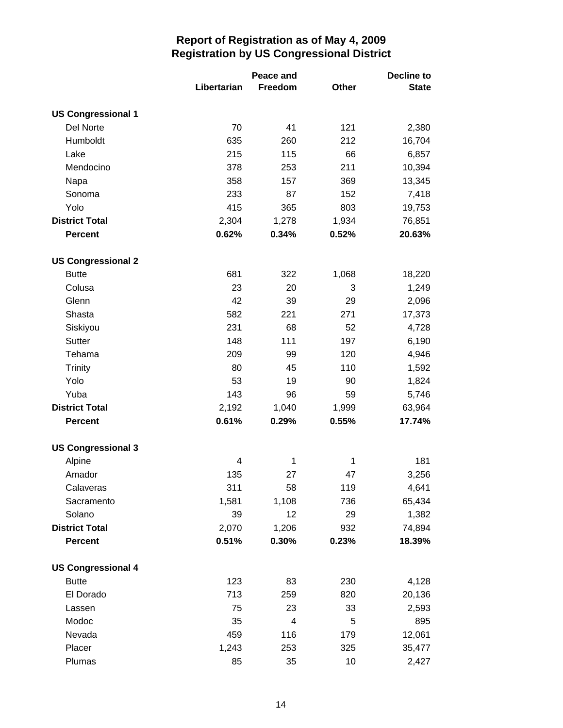# Report of Registration as of May 4, 2009
## Registration by US Congressional District

| | Libertarian | Peace and Freedom | Other | Decline to State |
|---|---|---|---|---|
| **US Congressional 1** | | | | |
| Del Norte | 70 | 41 | 121 | 2,380 |
| Humboldt | 635 | 260 | 212 | 16,704 |
| Lake | 215 | 115 | 66 | 6,857 |
| Mendocino | 378 | 253 | 211 | 10,394 |
| Napa | 358 | 157 | 369 | 13,345 |
| Sonoma | 233 | 87 | 152 | 7,418 |
| Yolo | 415 | 365 | 803 | 19,753 |
| **District Total** | 2,304 | 1,278 | 1,934 | 76,851 |
| **Percent** | **0.62%** | **0.34%** | **0.52%** | **20.63%** |
| **US Congressional 2** | | | | |
| Butte | 681 | 322 | 1,068 | 18,220 |
| Colusa | 23 | 20 | 3 | 1,249 |
| Glenn | 42 | 39 | 29 | 2,096 |
| Shasta | 582 | 221 | 271 | 17,373 |
| Siskiyou | 231 | 68 | 52 | 4,728 |
| Sutter | 148 | 111 | 197 | 6,190 |
| Tehama | 209 | 99 | 120 | 4,946 |
| Trinity | 80 | 45 | 110 | 1,592 |
| Yolo | 53 | 19 | 90 | 1,824 |
| Yuba | 143 | 96 | 59 | 5,746 |
| **District Total** | 2,192 | 1,040 | 1,999 | 63,964 |
| **Percent** | **0.61%** | **0.29%** | **0.55%** | **17.74%** |
| **US Congressional 3** | | | | |
| Alpine | 4 | 1 | 1 | 181 |
| Amador | 135 | 27 | 47 | 3,256 |
| Calaveras | 311 | 58 | 119 | 4,641 |
| Sacramento | 1,581 | 1,108 | 736 | 65,434 |
| Solano | 39 | 12 | 29 | 1,382 |
| **District Total** | 2,070 | 1,206 | 932 | 74,894 |
| **Percent** | **0.51%** | **0.30%** | **0.23%** | **18.39%** |
| **US Congressional 4** | | | | |
| Butte | 123 | 83 | 230 | 4,128 |
| El Dorado | 713 | 259 | 820 | 20,136 |
| Lassen | 75 | 23 | 33 | 2,593 |
| Modoc | 35 | 4 | 5 | 895 |
| Nevada | 459 | 116 | 179 | 12,061 |
| Placer | 1,243 | 253 | 325 | 35,477 |
| Plumas | 85 | 35 | 10 | 2,427 |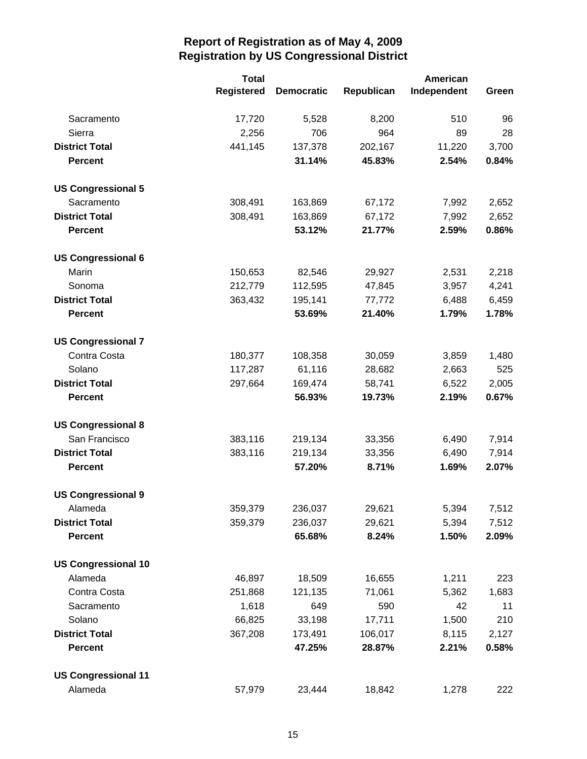# Report of Registration as of May 4, 2009
## Registration by US Congressional District

| | Total Registered | Democratic | Republican | American Independent | Green |
|---|---|---|---|---|---|
| Sacramento | 17,720 | 5,528 | 8,200 | 510 | 96 |
| Sierra | 2,256 | 706 | 964 | 89 | 28 |
| **District Total** | 441,145 | 137,378 | 202,167 | 11,220 | 3,700 |
| **Percent** | | **31.14%** | **45.83%** | **2.54%** | **0.84%** |
| **US Congressional 5** | | | | | |
| Sacramento | 308,491 | 163,869 | 67,172 | 7,992 | 2,652 |
| **District Total** | 308,491 | 163,869 | 67,172 | 7,992 | 2,652 |
| **Percent** | | **53.12%** | **21.77%** | **2.59%** | **0.86%** |
| **US Congressional 6** | | | | | |
| Marin | 150,653 | 82,546 | 29,927 | 2,531 | 2,218 |
| Sonoma | 212,779 | 112,595 | 47,845 | 3,957 | 4,241 |
| **District Total** | 363,432 | 195,141 | 77,772 | 6,488 | 6,459 |
| **Percent** | | **53.69%** | **21.40%** | **1.79%** | **1.78%** |
| **US Congressional 7** | | | | | |
| Contra Costa | 180,377 | 108,358 | 30,059 | 3,859 | 1,480 |
| Solano | 117,287 | 61,116 | 28,682 | 2,663 | 525 |
| **District Total** | 297,664 | 169,474 | 58,741 | 6,522 | 2,005 |
| **Percent** | | **56.93%** | **19.73%** | **2.19%** | **0.67%** |
| **US Congressional 8** | | | | | |
| San Francisco | 383,116 | 219,134 | 33,356 | 6,490 | 7,914 |
| **District Total** | 383,116 | 219,134 | 33,356 | 6,490 | 7,914 |
| **Percent** | | **57.20%** | **8.71%** | **1.69%** | **2.07%** |
| **US Congressional 9** | | | | | |
| Alameda | 359,379 | 236,037 | 29,621 | 5,394 | 7,512 |
| **District Total** | 359,379 | 236,037 | 29,621 | 5,394 | 7,512 |
| **Percent** | | **65.68%** | **8.24%** | **1.50%** | **2.09%** |
| **US Congressional 10** | | | | | |
| Alameda | 46,897 | 18,509 | 16,655 | 1,211 | 223 |
| Contra Costa | 251,868 | 121,135 | 71,061 | 5,362 | 1,683 |
| Sacramento | 1,618 | 649 | 590 | 42 | 11 |
| Solano | 66,825 | 33,198 | 17,711 | 1,500 | 210 |
| **District Total** | 367,208 | 173,491 | 106,017 | 8,115 | 2,127 |
| **Percent** | | **47.25%** | **28.87%** | **2.21%** | **0.58%** |
| **US Congressional 11** | | | | | |
| Alameda | 57,979 | 23,444 | 18,842 | 1,278 | 222 |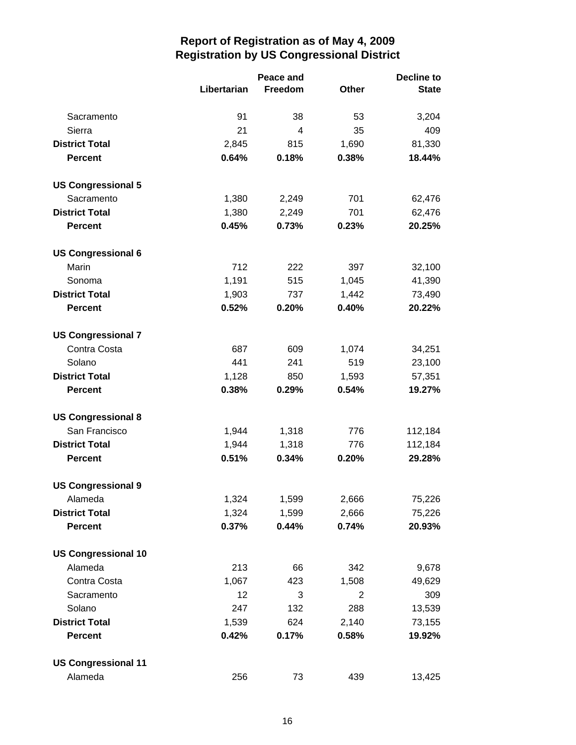# Report of Registration as of May 4, 2009
## Registration by US Congressional District

| | Libertarian | Peace and Freedom | Other | Decline to State |
|---|---|---|---|---|
| Sacramento | 91 | 38 | 53 | 3,204 |
| Sierra | 21 | 4 | 35 | 409 |
| **District Total** | 2,845 | 815 | 1,690 | 81,330 |
| **Percent** | **0.64%** | **0.18%** | **0.38%** | **18.44%** |
| **US Congressional 5** | | | | |
| Sacramento | 1,380 | 2,249 | 701 | 62,476 |
| **District Total** | 1,380 | 2,249 | 701 | 62,476 |
| **Percent** | **0.45%** | **0.73%** | **0.23%** | **20.25%** |
| **US Congressional 6** | | | | |
| Marin | 712 | 222 | 397 | 32,100 |
| Sonoma | 1,191 | 515 | 1,045 | 41,390 |
| **District Total** | 1,903 | 737 | 1,442 | 73,490 |
| **Percent** | **0.52%** | **0.20%** | **0.40%** | **20.22%** |
| **US Congressional 7** | | | | |
| Contra Costa | 687 | 609 | 1,074 | 34,251 |
| Solano | 441 | 241 | 519 | 23,100 |
| **District Total** | 1,128 | 850 | 1,593 | 57,351 |
| **Percent** | **0.38%** | **0.29%** | **0.54%** | **19.27%** |
| **US Congressional 8** | | | | |
| San Francisco | 1,944 | 1,318 | 776 | 112,184 |
| **District Total** | 1,944 | 1,318 | 776 | 112,184 |
| **Percent** | **0.51%** | **0.34%** | **0.20%** | **29.28%** |
| **US Congressional 9** | | | | |
| Alameda | 1,324 | 1,599 | 2,666 | 75,226 |
| **District Total** | 1,324 | 1,599 | 2,666 | 75,226 |
| **Percent** | **0.37%** | **0.44%** | **0.74%** | **20.93%** |
| **US Congressional 10** | | | | |
| Alameda | 213 | 66 | 342 | 9,678 |
| Contra Costa | 1,067 | 423 | 1,508 | 49,629 |
| Sacramento | 12 | 3 | 2 | 309 |
| Solano | 247 | 132 | 288 | 13,539 |
| **District Total** | 1,539 | 624 | 2,140 | 73,155 |
| **Percent** | **0.42%** | **0.17%** | **0.58%** | **19.92%** |
| **US Congressional 11** | | | | |
| Alameda | 256 | 73 | 439 | 13,425 |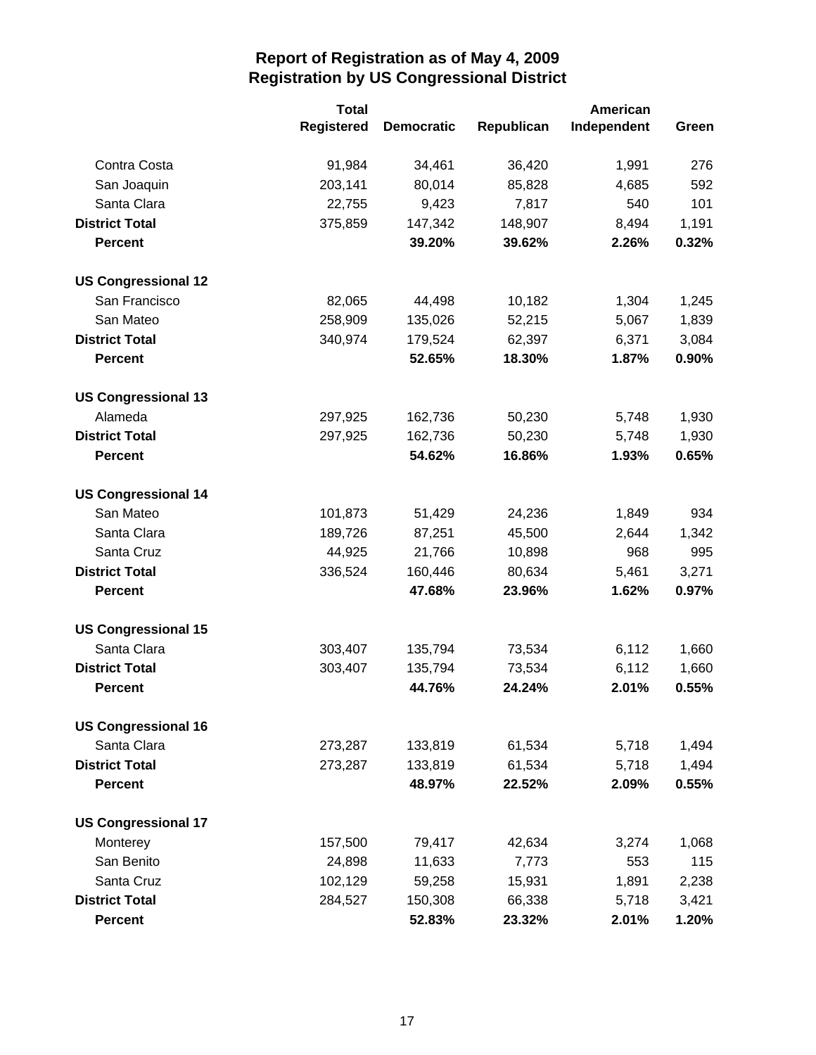## Report of Registration as of May 4, 2009
## Registration by US Congressional District

| | Total Registered | Democratic | Republican | American Independent | Green |
|---|---|---|---|---|---|
| Contra Costa | 91,984 | 34,461 | 36,420 | 1,991 | 276 |
| San Joaquin | 203,141 | 80,014 | 85,828 | 4,685 | 592 |
| Santa Clara | 22,755 | 9,423 | 7,817 | 540 | 101 |
| **District Total** | 375,859 | 147,342 | 148,907 | 8,494 | 1,191 |
| **Percent** | | **39.20%** | **39.62%** | **2.26%** | **0.32%** |
| **US Congressional 12** | | | | | |
| San Francisco | 82,065 | 44,498 | 10,182 | 1,304 | 1,245 |
| San Mateo | 258,909 | 135,026 | 52,215 | 5,067 | 1,839 |
| **District Total** | 340,974 | 179,524 | 62,397 | 6,371 | 3,084 |
| **Percent** | | **52.65%** | **18.30%** | **1.87%** | **0.90%** |
| **US Congressional 13** | | | | | |
| Alameda | 297,925 | 162,736 | 50,230 | 5,748 | 1,930 |
| **District Total** | 297,925 | 162,736 | 50,230 | 5,748 | 1,930 |
| **Percent** | | **54.62%** | **16.86%** | **1.93%** | **0.65%** |
| **US Congressional 14** | | | | | |
| San Mateo | 101,873 | 51,429 | 24,236 | 1,849 | 934 |
| Santa Clara | 189,726 | 87,251 | 45,500 | 2,644 | 1,342 |
| Santa Cruz | 44,925 | 21,766 | 10,898 | 968 | 995 |
| **District Total** | 336,524 | 160,446 | 80,634 | 5,461 | 3,271 |
| **Percent** | | **47.68%** | **23.96%** | **1.62%** | **0.97%** |
| **US Congressional 15** | | | | | |
| Santa Clara | 303,407 | 135,794 | 73,534 | 6,112 | 1,660 |
| **District Total** | 303,407 | 135,794 | 73,534 | 6,112 | 1,660 |
| **Percent** | | **44.76%** | **24.24%** | **2.01%** | **0.55%** |
| **US Congressional 16** | | | | | |
| Santa Clara | 273,287 | 133,819 | 61,534 | 5,718 | 1,494 |
| **District Total** | 273,287 | 133,819 | 61,534 | 5,718 | 1,494 |
| **Percent** | | **48.97%** | **22.52%** | **2.09%** | **0.55%** |
| **US Congressional 17** | | | | | |
| Monterey | 157,500 | 79,417 | 42,634 | 3,274 | 1,068 |
| San Benito | 24,898 | 11,633 | 7,773 | 553 | 115 |
| Santa Cruz | 102,129 | 59,258 | 15,931 | 1,891 | 2,238 |
| **District Total** | 284,527 | 150,308 | 66,338 | 5,718 | 3,421 |
| **Percent** | | **52.83%** | **23.32%** | **2.01%** | **1.20%** |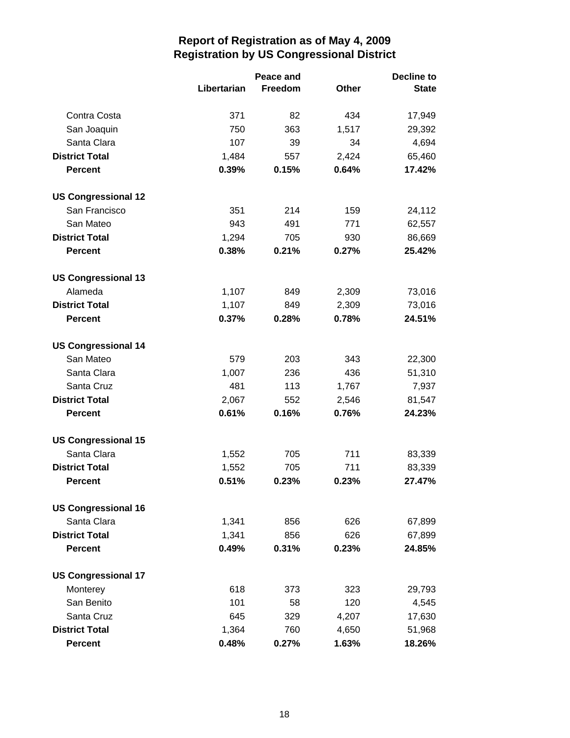# Report of Registration as of May 4, 2009
## Registration by US Congressional District

| | Libertarian | Peace and Freedom | Other | Decline to State |
|---|---|---|---|---|
| Contra Costa | 371 | 82 | 434 | 17,949 |
| San Joaquin | 750 | 363 | 1,517 | 29,392 |
| Santa Clara | 107 | 39 | 34 | 4,694 |
| **District Total** | 1,484 | 557 | 2,424 | 65,460 |
| **Percent** | **0.39%** | **0.15%** | **0.64%** | **17.42%** |
| **US Congressional 12** | | | | |
| San Francisco | 351 | 214 | 159 | 24,112 |
| San Mateo | 943 | 491 | 771 | 62,557 |
| **District Total** | 1,294 | 705 | 930 | 86,669 |
| **Percent** | **0.38%** | **0.21%** | **0.27%** | **25.42%** |
| **US Congressional 13** | | | | |
| Alameda | 1,107 | 849 | 2,309 | 73,016 |
| **District Total** | 1,107 | 849 | 2,309 | 73,016 |
| **Percent** | **0.37%** | **0.28%** | **0.78%** | **24.51%** |
| **US Congressional 14** | | | | |
| San Mateo | 579 | 203 | 343 | 22,300 |
| Santa Clara | 1,007 | 236 | 436 | 51,310 |
| Santa Cruz | 481 | 113 | 1,767 | 7,937 |
| **District Total** | 2,067 | 552 | 2,546 | 81,547 |
| **Percent** | **0.61%** | **0.16%** | **0.76%** | **24.23%** |
| **US Congressional 15** | | | | |
| Santa Clara | 1,552 | 705 | 711 | 83,339 |
| **District Total** | 1,552 | 705 | 711 | 83,339 |
| **Percent** | **0.51%** | **0.23%** | **0.23%** | **27.47%** |
| **US Congressional 16** | | | | |
| Santa Clara | 1,341 | 856 | 626 | 67,899 |
| **District Total** | 1,341 | 856 | 626 | 67,899 |
| **Percent** | **0.49%** | **0.31%** | **0.23%** | **24.85%** |
| **US Congressional 17** | | | | |
| Monterey | 618 | 373 | 323 | 29,793 |
| San Benito | 101 | 58 | 120 | 4,545 |
| Santa Cruz | 645 | 329 | 4,207 | 17,630 |
| **District Total** | 1,364 | 760 | 4,650 | 51,968 |
| **Percent** | **0.48%** | **0.27%** | **1.63%** | **18.26%** |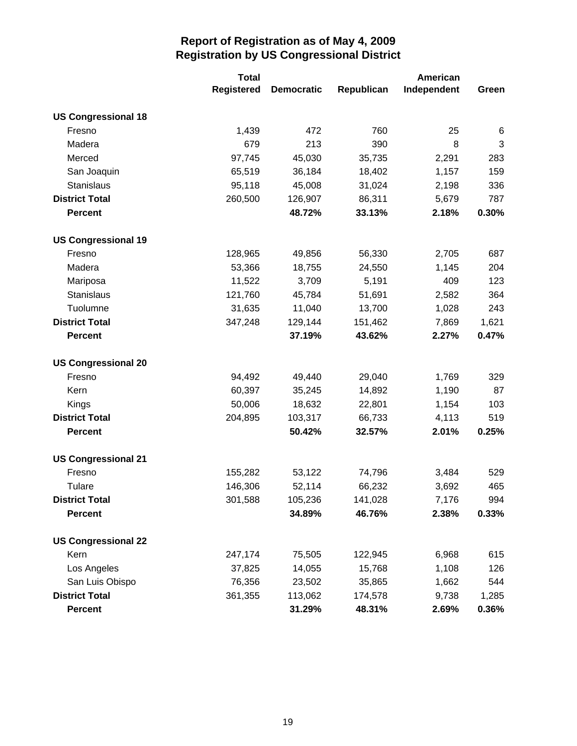# Report of Registration as of May 4, 2009
## Registration by US Congressional District

| | Total Registered | Democratic | Republican | American Independent | Green |
|---|---|---|---|---|---|
| **US Congressional 18** | | | | | |
| Fresno | 1,439 | 472 | 760 | 25 | 6 |
| Madera | 679 | 213 | 390 | 8 | 3 |
| Merced | 97,745 | 45,030 | 35,735 | 2,291 | 283 |
| San Joaquin | 65,519 | 36,184 | 18,402 | 1,157 | 159 |
| Stanislaus | 95,118 | 45,008 | 31,024 | 2,198 | 336 |
| **District Total** | 260,500 | 126,907 | 86,311 | 5,679 | 787 |
| **Percent** | | **48.72%** | **33.13%** | **2.18%** | **0.30%** |
| **US Congressional 19** | | | | | |
| Fresno | 128,965 | 49,856 | 56,330 | 2,705 | 687 |
| Madera | 53,366 | 18,755 | 24,550 | 1,145 | 204 |
| Mariposa | 11,522 | 3,709 | 5,191 | 409 | 123 |
| Stanislaus | 121,760 | 45,784 | 51,691 | 2,582 | 364 |
| Tuolumne | 31,635 | 11,040 | 13,700 | 1,028 | 243 |
| **District Total** | 347,248 | 129,144 | 151,462 | 7,869 | 1,621 |
| **Percent** | | **37.19%** | **43.62%** | **2.27%** | **0.47%** |
| **US Congressional 20** | | | | | |
| Fresno | 94,492 | 49,440 | 29,040 | 1,769 | 329 |
| Kern | 60,397 | 35,245 | 14,892 | 1,190 | 87 |
| Kings | 50,006 | 18,632 | 22,801 | 1,154 | 103 |
| **District Total** | 204,895 | 103,317 | 66,733 | 4,113 | 519 |
| **Percent** | | **50.42%** | **32.57%** | **2.01%** | **0.25%** |
| **US Congressional 21** | | | | | |
| Fresno | 155,282 | 53,122 | 74,796 | 3,484 | 529 |
| Tulare | 146,306 | 52,114 | 66,232 | 3,692 | 465 |
| **District Total** | 301,588 | 105,236 | 141,028 | 7,176 | 994 |
| **Percent** | | **34.89%** | **46.76%** | **2.38%** | **0.33%** |
| **US Congressional 22** | | | | | |
| Kern | 247,174 | 75,505 | 122,945 | 6,968 | 615 |
| Los Angeles | 37,825 | 14,055 | 15,768 | 1,108 | 126 |
| San Luis Obispo | 76,356 | 23,502 | 35,865 | 1,662 | 544 |
| **District Total** | 361,355 | 113,062 | 174,578 | 9,738 | 1,285 |
| **Percent** | | **31.29%** | **48.31%** | **2.69%** | **0.36%** |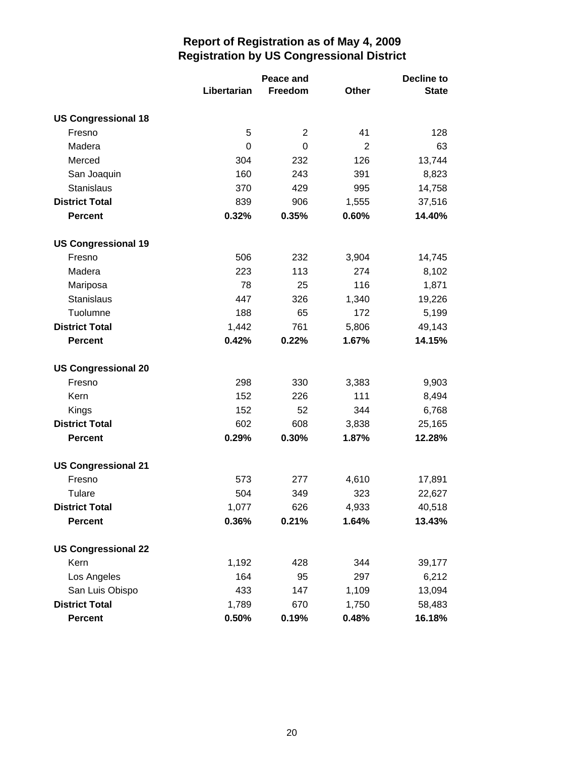# Report of Registration as of May 4, 2009
## Registration by US Congressional District

| | Libertarian | Peace and Freedom | Other | Decline to State |
|---|---|---|---|---|
| **US Congressional 18** | | | | |
| Fresno | 5 | 2 | 41 | 128 |
| Madera | 0 | 0 | 2 | 63 |
| Merced | 304 | 232 | 126 | 13,744 |
| San Joaquin | 160 | 243 | 391 | 8,823 |
| Stanislaus | 370 | 429 | 995 | 14,758 |
| **District Total** | 839 | 906 | 1,555 | 37,516 |
| **Percent** | **0.32%** | **0.35%** | **0.60%** | **14.40%** |
| **US Congressional 19** | | | | |
| Fresno | 506 | 232 | 3,904 | 14,745 |
| Madera | 223 | 113 | 274 | 8,102 |
| Mariposa | 78 | 25 | 116 | 1,871 |
| Stanislaus | 447 | 326 | 1,340 | 19,226 |
| Tuolumne | 188 | 65 | 172 | 5,199 |
| **District Total** | 1,442 | 761 | 5,806 | 49,143 |
| **Percent** | **0.42%** | **0.22%** | **1.67%** | **14.15%** |
| **US Congressional 20** | | | | |
| Fresno | 298 | 330 | 3,383 | 9,903 |
| Kern | 152 | 226 | 111 | 8,494 |
| Kings | 152 | 52 | 344 | 6,768 |
| **District Total** | 602 | 608 | 3,838 | 25,165 |
| **Percent** | **0.29%** | **0.30%** | **1.87%** | **12.28%** |
| **US Congressional 21** | | | | |
| Fresno | 573 | 277 | 4,610 | 17,891 |
| Tulare | 504 | 349 | 323 | 22,627 |
| **District Total** | 1,077 | 626 | 4,933 | 40,518 |
| **Percent** | **0.36%** | **0.21%** | **1.64%** | **13.43%** |
| **US Congressional 22** | | | | |
| Kern | 1,192 | 428 | 344 | 39,177 |
| Los Angeles | 164 | 95 | 297 | 6,212 |
| San Luis Obispo | 433 | 147 | 1,109 | 13,094 |
| **District Total** | 1,789 | 670 | 1,750 | 58,483 |
| **Percent** | **0.50%** | **0.19%** | **0.48%** | **16.18%** |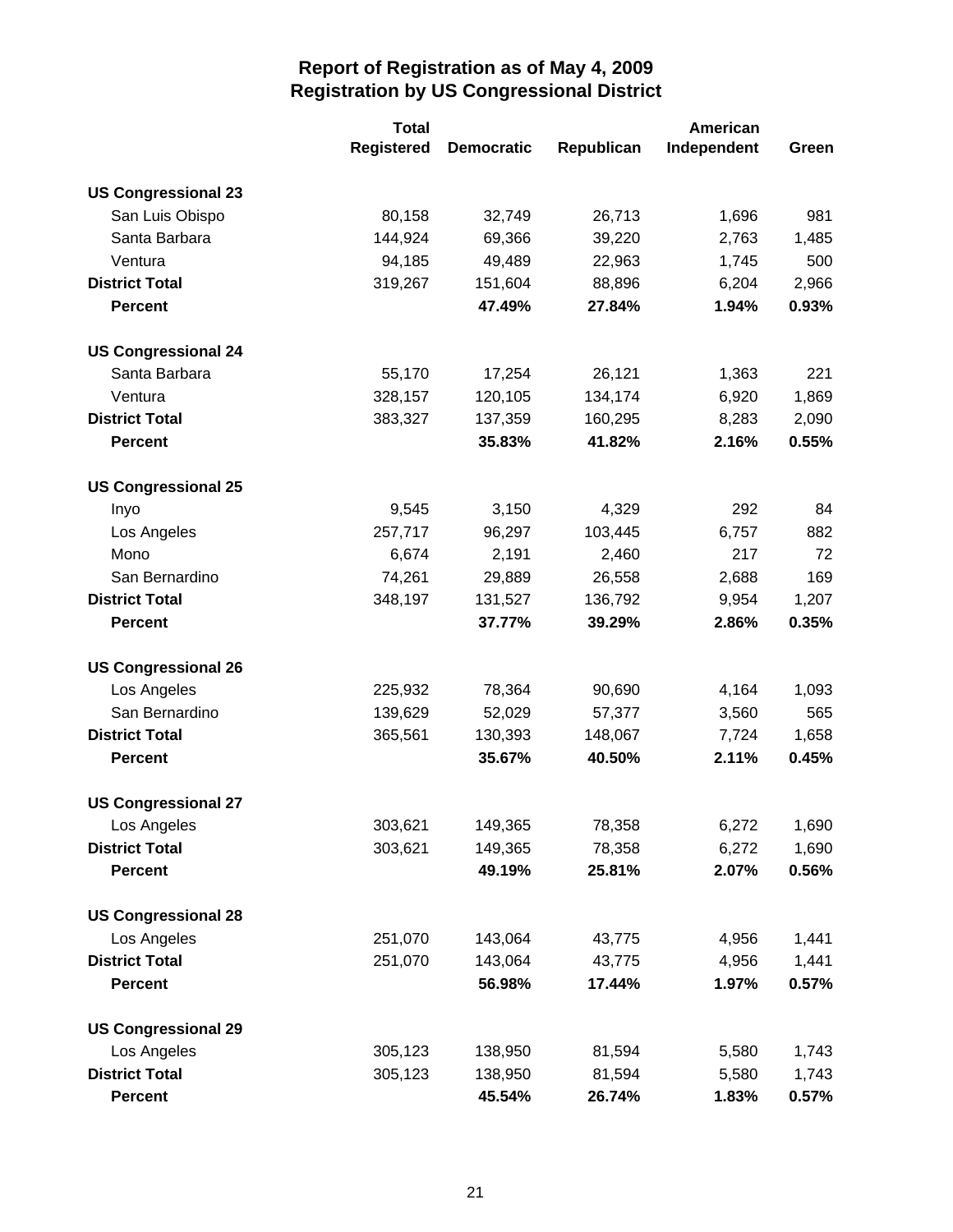# Report of Registration as of May 4, 2009
## Registration by US Congressional District

| | Total Registered | Democratic | Republican | American Independent | Green |
|---|---|---|---|---|---|
| **US Congressional 23** | | | | | |
| San Luis Obispo | 80,158 | 32,749 | 26,713 | 1,696 | 981 |
| Santa Barbara | 144,924 | 69,366 | 39,220 | 2,763 | 1,485 |
| Ventura | 94,185 | 49,489 | 22,963 | 1,745 | 500 |
| **District Total** | 319,267 | 151,604 | 88,896 | 6,204 | 2,966 |
| **Percent** | | **47.49%** | **27.84%** | **1.94%** | **0.93%** |
| **US Congressional 24** | | | | | |
| Santa Barbara | 55,170 | 17,254 | 26,121 | 1,363 | 221 |
| Ventura | 328,157 | 120,105 | 134,174 | 6,920 | 1,869 |
| **District Total** | 383,327 | 137,359 | 160,295 | 8,283 | 2,090 |
| **Percent** | | **35.83%** | **41.82%** | **2.16%** | **0.55%** |
| **US Congressional 25** | | | | | |
| Inyo | 9,545 | 3,150 | 4,329 | 292 | 84 |
| Los Angeles | 257,717 | 96,297 | 103,445 | 6,757 | 882 |
| Mono | 6,674 | 2,191 | 2,460 | 217 | 72 |
| San Bernardino | 74,261 | 29,889 | 26,558 | 2,688 | 169 |
| **District Total** | 348,197 | 131,527 | 136,792 | 9,954 | 1,207 |
| **Percent** | | **37.77%** | **39.29%** | **2.86%** | **0.35%** |
| **US Congressional 26** | | | | | |
| Los Angeles | 225,932 | 78,364 | 90,690 | 4,164 | 1,093 |
| San Bernardino | 139,629 | 52,029 | 57,377 | 3,560 | 565 |
| **District Total** | 365,561 | 130,393 | 148,067 | 7,724 | 1,658 |
| **Percent** | | **35.67%** | **40.50%** | **2.11%** | **0.45%** |
| **US Congressional 27** | | | | | |
| Los Angeles | 303,621 | 149,365 | 78,358 | 6,272 | 1,690 |
| **District Total** | 303,621 | 149,365 | 78,358 | 6,272 | 1,690 |
| **Percent** | | **49.19%** | **25.81%** | **2.07%** | **0.56%** |
| **US Congressional 28** | | | | | |
| Los Angeles | 251,070 | 143,064 | 43,775 | 4,956 | 1,441 |
| **District Total** | 251,070 | 143,064 | 43,775 | 4,956 | 1,441 |
| **Percent** | | **56.98%** | **17.44%** | **1.97%** | **0.57%** |
| **US Congressional 29** | | | | | |
| Los Angeles | 305,123 | 138,950 | 81,594 | 5,580 | 1,743 |
| **District Total** | 305,123 | 138,950 | 81,594 | 5,580 | 1,743 |
| **Percent** | | **45.54%** | **26.74%** | **1.83%** | **0.57%** |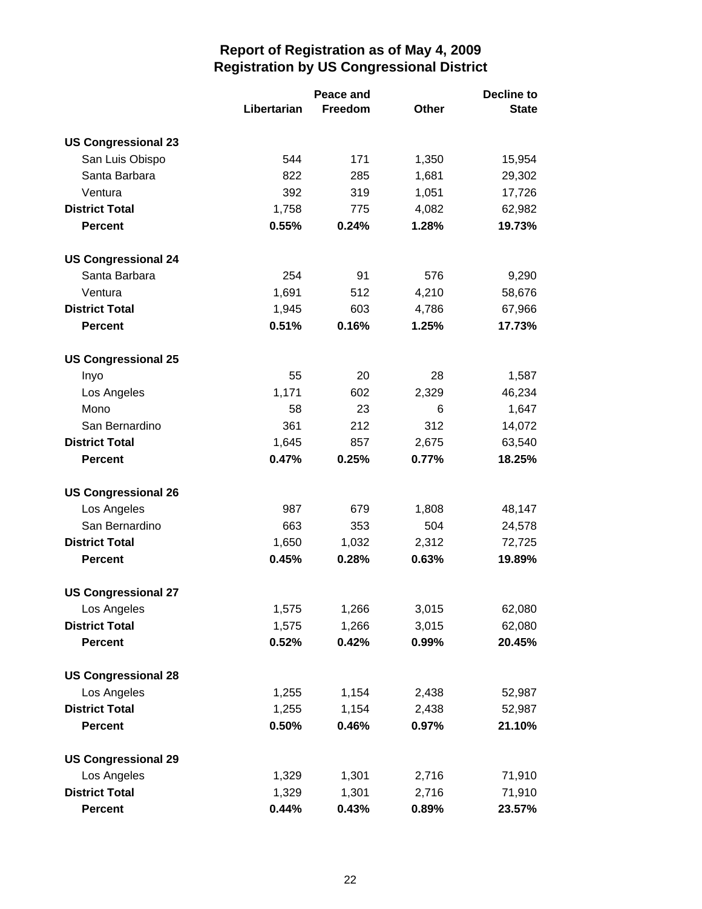# Report of Registration as of May 4, 2009
## Registration by US Congressional District

| | Libertarian | Peace and Freedom | Other | Decline to State |
|---|---|---|---|---|
| **US Congressional 23** | | | | |
| San Luis Obispo | 544 | 171 | 1,350 | 15,954 |
| Santa Barbara | 822 | 285 | 1,681 | 29,302 |
| Ventura | 392 | 319 | 1,051 | 17,726 |
| **District Total** | 1,758 | 775 | 4,082 | 62,982 |
| **Percent** | **0.55%** | **0.24%** | **1.28%** | **19.73%** |
| **US Congressional 24** | | | | |
| Santa Barbara | 254 | 91 | 576 | 9,290 |
| Ventura | 1,691 | 512 | 4,210 | 58,676 |
| **District Total** | 1,945 | 603 | 4,786 | 67,966 |
| **Percent** | **0.51%** | **0.16%** | **1.25%** | **17.73%** |
| **US Congressional 25** | | | | |
| Inyo | 55 | 20 | 28 | 1,587 |
| Los Angeles | 1,171 | 602 | 2,329 | 46,234 |
| Mono | 58 | 23 | 6 | 1,647 |
| San Bernardino | 361 | 212 | 312 | 14,072 |
| **District Total** | 1,645 | 857 | 2,675 | 63,540 |
| **Percent** | **0.47%** | **0.25%** | **0.77%** | **18.25%** |
| **US Congressional 26** | | | | |
| Los Angeles | 987 | 679 | 1,808 | 48,147 |
| San Bernardino | 663 | 353 | 504 | 24,578 |
| **District Total** | 1,650 | 1,032 | 2,312 | 72,725 |
| **Percent** | **0.45%** | **0.28%** | **0.63%** | **19.89%** |
| **US Congressional 27** | | | | |
| Los Angeles | 1,575 | 1,266 | 3,015 | 62,080 |
| **District Total** | 1,575 | 1,266 | 3,015 | 62,080 |
| **Percent** | **0.52%** | **0.42%** | **0.99%** | **20.45%** |
| **US Congressional 28** | | | | |
| Los Angeles | 1,255 | 1,154 | 2,438 | 52,987 |
| **District Total** | 1,255 | 1,154 | 2,438 | 52,987 |
| **Percent** | **0.50%** | **0.46%** | **0.97%** | **21.10%** |
| **US Congressional 29** | | | | |
| Los Angeles | 1,329 | 1,301 | 2,716 | 71,910 |
| **District Total** | 1,329 | 1,301 | 2,716 | 71,910 |
| **Percent** | **0.44%** | **0.43%** | **0.89%** | **23.57%** |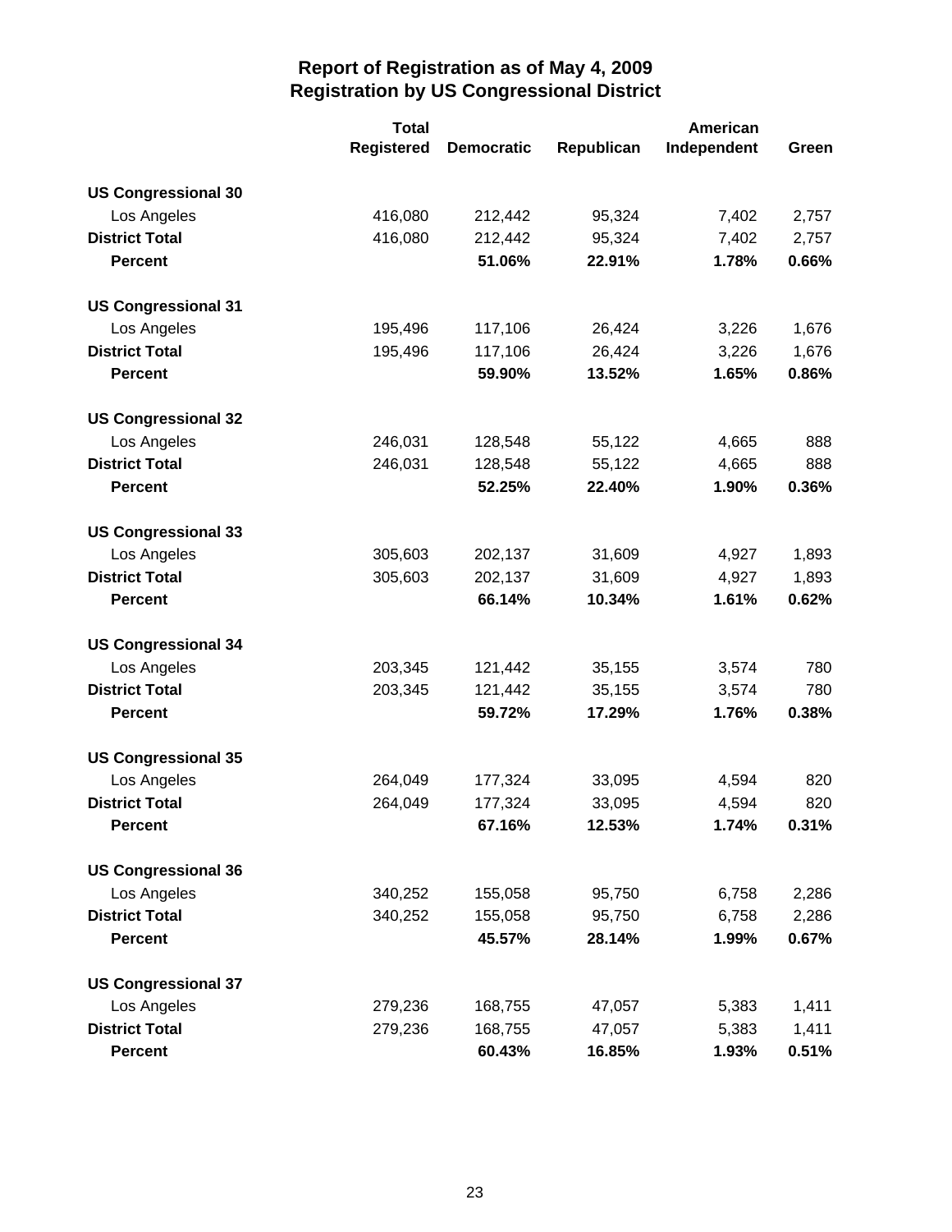# Report of Registration as of May 4, 2009
## Registration by US Congressional District

| | Total Registered | Democratic | Republican | American Independent | Green |
|---|---|---|---|---|---|
| **US Congressional 30** | | | | | |
| Los Angeles | 416,080 | 212,442 | 95,324 | 7,402 | 2,757 |
| **District Total** | 416,080 | 212,442 | 95,324 | 7,402 | 2,757 |
| **Percent** | | **51.06%** | **22.91%** | **1.78%** | **0.66%** |
| **US Congressional 31** | | | | | |
| Los Angeles | 195,496 | 117,106 | 26,424 | 3,226 | 1,676 |
| **District Total** | 195,496 | 117,106 | 26,424 | 3,226 | 1,676 |
| **Percent** | | **59.90%** | **13.52%** | **1.65%** | **0.86%** |
| **US Congressional 32** | | | | | |
| Los Angeles | 246,031 | 128,548 | 55,122 | 4,665 | 888 |
| **District Total** | 246,031 | 128,548 | 55,122 | 4,665 | 888 |
| **Percent** | | **52.25%** | **22.40%** | **1.90%** | **0.36%** |
| **US Congressional 33** | | | | | |
| Los Angeles | 305,603 | 202,137 | 31,609 | 4,927 | 1,893 |
| **District Total** | 305,603 | 202,137 | 31,609 | 4,927 | 1,893 |
| **Percent** | | **66.14%** | **10.34%** | **1.61%** | **0.62%** |
| **US Congressional 34** | | | | | |
| Los Angeles | 203,345 | 121,442 | 35,155 | 3,574 | 780 |
| **District Total** | 203,345 | 121,442 | 35,155 | 3,574 | 780 |
| **Percent** | | **59.72%** | **17.29%** | **1.76%** | **0.38%** |
| **US Congressional 35** | | | | | |
| Los Angeles | 264,049 | 177,324 | 33,095 | 4,594 | 820 |
| **District Total** | 264,049 | 177,324 | 33,095 | 4,594 | 820 |
| **Percent** | | **67.16%** | **12.53%** | **1.74%** | **0.31%** |
| **US Congressional 36** | | | | | |
| Los Angeles | 340,252 | 155,058 | 95,750 | 6,758 | 2,286 |
| **District Total** | 340,252 | 155,058 | 95,750 | 6,758 | 2,286 |
| **Percent** | | **45.57%** | **28.14%** | **1.99%** | **0.67%** |
| **US Congressional 37** | | | | | |
| Los Angeles | 279,236 | 168,755 | 47,057 | 5,383 | 1,411 |
| **District Total** | 279,236 | 168,755 | 47,057 | 5,383 | 1,411 |
| **Percent** | | **60.43%** | **16.85%** | **1.93%** | **0.51%** |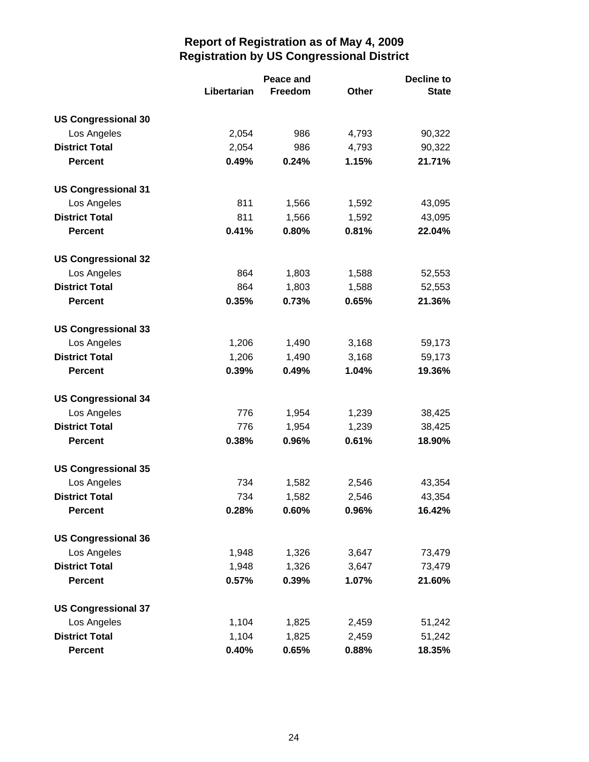# Report of Registration as of May 4, 2009
## Registration by US Congressional District

| | Libertarian | Peace and Freedom | Other | Decline to State |
|---|---|---|---|---|
| **US Congressional 30** | | | | |
| Los Angeles | 2,054 | 986 | 4,793 | 90,322 |
| **District Total** | 2,054 | 986 | 4,793 | 90,322 |
| **Percent** | **0.49%** | **0.24%** | **1.15%** | **21.71%** |
| **US Congressional 31** | | | | |
| Los Angeles | 811 | 1,566 | 1,592 | 43,095 |
| **District Total** | 811 | 1,566 | 1,592 | 43,095 |
| **Percent** | **0.41%** | **0.80%** | **0.81%** | **22.04%** |
| **US Congressional 32** | | | | |
| Los Angeles | 864 | 1,803 | 1,588 | 52,553 |
| **District Total** | 864 | 1,803 | 1,588 | 52,553 |
| **Percent** | **0.35%** | **0.73%** | **0.65%** | **21.36%** |
| **US Congressional 33** | | | | |
| Los Angeles | 1,206 | 1,490 | 3,168 | 59,173 |
| **District Total** | 1,206 | 1,490 | 3,168 | 59,173 |
| **Percent** | **0.39%** | **0.49%** | **1.04%** | **19.36%** |
| **US Congressional 34** | | | | |
| Los Angeles | 776 | 1,954 | 1,239 | 38,425 |
| **District Total** | 776 | 1,954 | 1,239 | 38,425 |
| **Percent** | **0.38%** | **0.96%** | **0.61%** | **18.90%** |
| **US Congressional 35** | | | | |
| Los Angeles | 734 | 1,582 | 2,546 | 43,354 |
| **District Total** | 734 | 1,582 | 2,546 | 43,354 |
| **Percent** | **0.28%** | **0.60%** | **0.96%** | **16.42%** |
| **US Congressional 36** | | | | |
| Los Angeles | 1,948 | 1,326 | 3,647 | 73,479 |
| **District Total** | 1,948 | 1,326 | 3,647 | 73,479 |
| **Percent** | **0.57%** | **0.39%** | **1.07%** | **21.60%** |
| **US Congressional 37** | | | | |
| Los Angeles | 1,104 | 1,825 | 2,459 | 51,242 |
| **District Total** | 1,104 | 1,825 | 2,459 | 51,242 |
| **Percent** | **0.40%** | **0.65%** | **0.88%** | **18.35%** |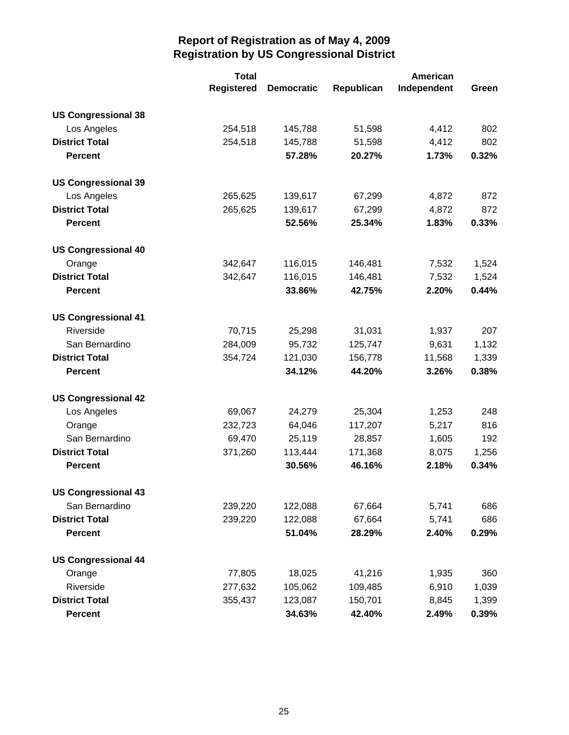# Report of Registration as of May 4, 2009
## Registration by US Congressional District

| | Total Registered | Democratic | Republican | American Independent | Green |
|---|---|---|---|---|---|
| **US Congressional 38** | | | | | |
| Los Angeles | 254,518 | 145,788 | 51,598 | 4,412 | 802 |
| **District Total** | 254,518 | 145,788 | 51,598 | 4,412 | 802 |
| **Percent** | | **57.28%** | **20.27%** | **1.73%** | **0.32%** |
| **US Congressional 39** | | | | | |
| Los Angeles | 265,625 | 139,617 | 67,299 | 4,872 | 872 |
| **District Total** | 265,625 | 139,617 | 67,299 | 4,872 | 872 |
| **Percent** | | **52.56%** | **25.34%** | **1.83%** | **0.33%** |
| **US Congressional 40** | | | | | |
| Orange | 342,647 | 116,015 | 146,481 | 7,532 | 1,524 |
| **District Total** | 342,647 | 116,015 | 146,481 | 7,532 | 1,524 |
| **Percent** | | **33.86%** | **42.75%** | **2.20%** | **0.44%** |
| **US Congressional 41** | | | | | |
| Riverside | 70,715 | 25,298 | 31,031 | 1,937 | 207 |
| San Bernardino | 284,009 | 95,732 | 125,747 | 9,631 | 1,132 |
| **District Total** | 354,724 | 121,030 | 156,778 | 11,568 | 1,339 |
| **Percent** | | **34.12%** | **44.20%** | **3.26%** | **0.38%** |
| **US Congressional 42** | | | | | |
| Los Angeles | 69,067 | 24,279 | 25,304 | 1,253 | 248 |
| Orange | 232,723 | 64,046 | 117,207 | 5,217 | 816 |
| San Bernardino | 69,470 | 25,119 | 28,857 | 1,605 | 192 |
| **District Total** | 371,260 | 113,444 | 171,368 | 8,075 | 1,256 |
| **Percent** | | **30.56%** | **46.16%** | **2.18%** | **0.34%** |
| **US Congressional 43** | | | | | |
| San Bernardino | 239,220 | 122,088 | 67,664 | 5,741 | 686 |
| **District Total** | 239,220 | 122,088 | 67,664 | 5,741 | 686 |
| **Percent** | | **51.04%** | **28.29%** | **2.40%** | **0.29%** |
| **US Congressional 44** | | | | | |
| Orange | 77,805 | 18,025 | 41,216 | 1,935 | 360 |
| Riverside | 277,632 | 105,062 | 109,485 | 6,910 | 1,039 |
| **District Total** | 355,437 | 123,087 | 150,701 | 8,845 | 1,399 |
| **Percent** | | **34.63%** | **42.40%** | **2.49%** | **0.39%** |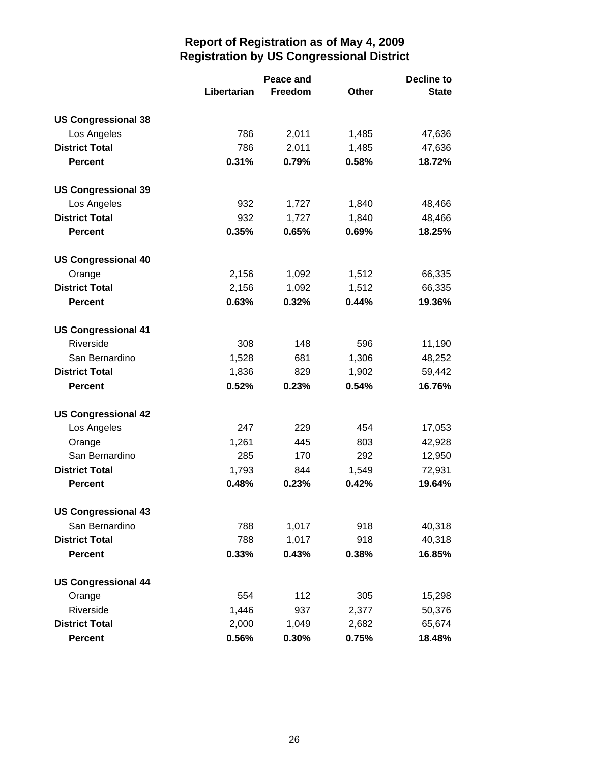# Report of Registration as of May 4, 2009
## Registration by US Congressional District

| | Libertarian | Peace and Freedom | Other | Decline to State |
|---|---|---|---|---|
| **US Congressional 38** | | | | |
| Los Angeles | 786 | 2,011 | 1,485 | 47,636 |
| **District Total** | 786 | 2,011 | 1,485 | 47,636 |
| **Percent** | **0.31%** | **0.79%** | **0.58%** | **18.72%** |
| **US Congressional 39** | | | | |
| Los Angeles | 932 | 1,727 | 1,840 | 48,466 |
| **District Total** | 932 | 1,727 | 1,840 | 48,466 |
| **Percent** | **0.35%** | **0.65%** | **0.69%** | **18.25%** |
| **US Congressional 40** | | | | |
| Orange | 2,156 | 1,092 | 1,512 | 66,335 |
| **District Total** | 2,156 | 1,092 | 1,512 | 66,335 |
| **Percent** | **0.63%** | **0.32%** | **0.44%** | **19.36%** |
| **US Congressional 41** | | | | |
| Riverside | 308 | 148 | 596 | 11,190 |
| San Bernardino | 1,528 | 681 | 1,306 | 48,252 |
| **District Total** | 1,836 | 829 | 1,902 | 59,442 |
| **Percent** | **0.52%** | **0.23%** | **0.54%** | **16.76%** |
| **US Congressional 42** | | | | |
| Los Angeles | 247 | 229 | 454 | 17,053 |
| Orange | 1,261 | 445 | 803 | 42,928 |
| San Bernardino | 285 | 170 | 292 | 12,950 |
| **District Total** | 1,793 | 844 | 1,549 | 72,931 |
| **Percent** | **0.48%** | **0.23%** | **0.42%** | **19.64%** |
| **US Congressional 43** | | | | |
| San Bernardino | 788 | 1,017 | 918 | 40,318 |
| **District Total** | 788 | 1,017 | 918 | 40,318 |
| **Percent** | **0.33%** | **0.43%** | **0.38%** | **16.85%** |
| **US Congressional 44** | | | | |
| Orange | 554 | 112 | 305 | 15,298 |
| Riverside | 1,446 | 937 | 2,377 | 50,376 |
| **District Total** | 2,000 | 1,049 | 2,682 | 65,674 |
| **Percent** | **0.56%** | **0.30%** | **0.75%** | **18.48%** |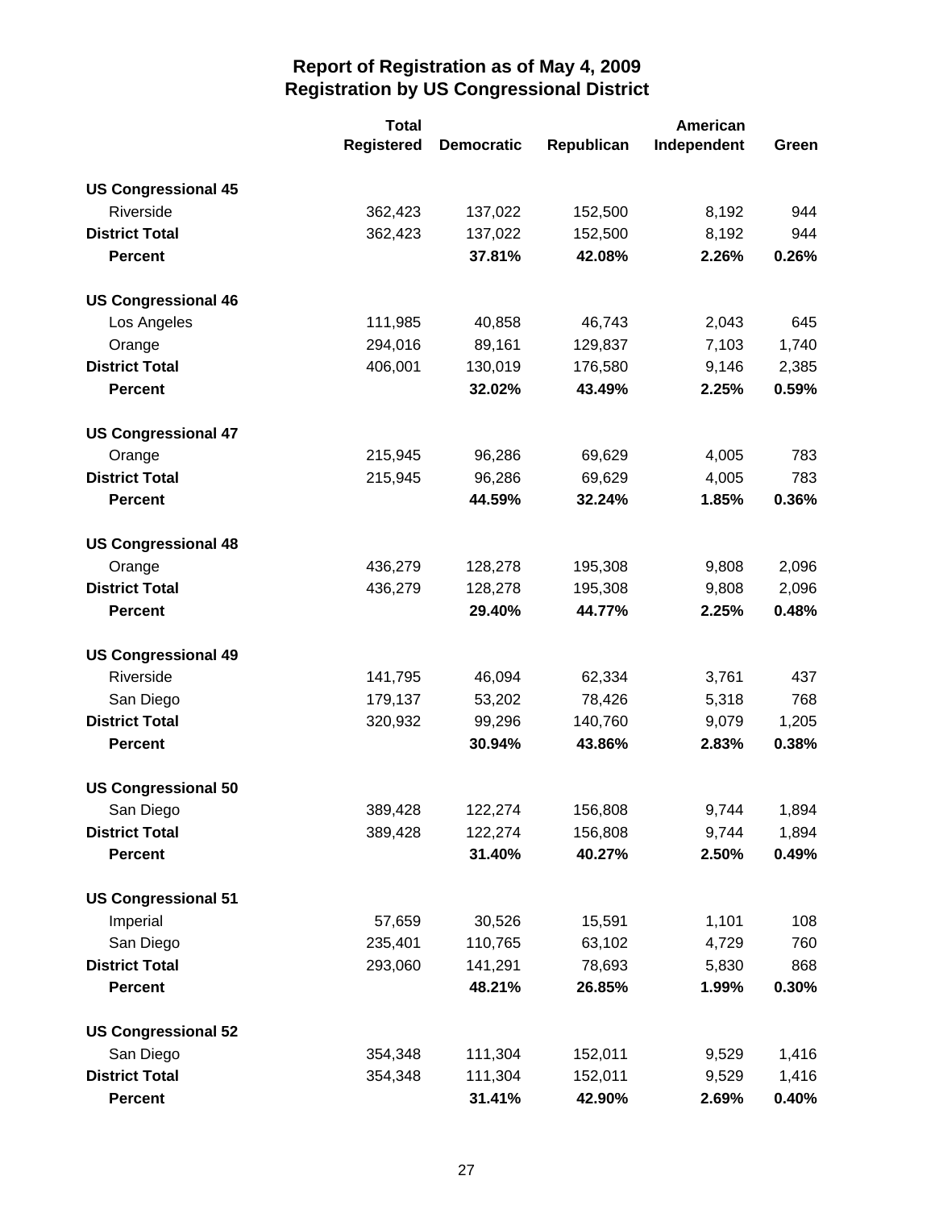# Report of Registration as of May 4, 2009
## Registration by US Congressional District

| | Total Registered | Democratic | Republican | American Independent | Green |
|---|---|---|---|---|---|
| **US Congressional 45** | | | | | |
| Riverside | 362,423 | 137,022 | 152,500 | 8,192 | 944 |
| **District Total** | 362,423 | 137,022 | 152,500 | 8,192 | 944 |
| **Percent** | | **37.81%** | **42.08%** | **2.26%** | **0.26%** |
| **US Congressional 46** | | | | | |
| Los Angeles | 111,985 | 40,858 | 46,743 | 2,043 | 645 |
| Orange | 294,016 | 89,161 | 129,837 | 7,103 | 1,740 |
| **District Total** | 406,001 | 130,019 | 176,580 | 9,146 | 2,385 |
| **Percent** | | **32.02%** | **43.49%** | **2.25%** | **0.59%** |
| **US Congressional 47** | | | | | |
| Orange | 215,945 | 96,286 | 69,629 | 4,005 | 783 |
| **District Total** | 215,945 | 96,286 | 69,629 | 4,005 | 783 |
| **Percent** | | **44.59%** | **32.24%** | **1.85%** | **0.36%** |
| **US Congressional 48** | | | | | |
| Orange | 436,279 | 128,278 | 195,308 | 9,808 | 2,096 |
| **District Total** | 436,279 | 128,278 | 195,308 | 9,808 | 2,096 |
| **Percent** | | **29.40%** | **44.77%** | **2.25%** | **0.48%** |
| **US Congressional 49** | | | | | |
| Riverside | 141,795 | 46,094 | 62,334 | 3,761 | 437 |
| San Diego | 179,137 | 53,202 | 78,426 | 5,318 | 768 |
| **District Total** | 320,932 | 99,296 | 140,760 | 9,079 | 1,205 |
| **Percent** | | **30.94%** | **43.86%** | **2.83%** | **0.38%** |
| **US Congressional 50** | | | | | |
| San Diego | 389,428 | 122,274 | 156,808 | 9,744 | 1,894 |
| **District Total** | 389,428 | 122,274 | 156,808 | 9,744 | 1,894 |
| **Percent** | | **31.40%** | **40.27%** | **2.50%** | **0.49%** |
| **US Congressional 51** | | | | | |
| Imperial | 57,659 | 30,526 | 15,591 | 1,101 | 108 |
| San Diego | 235,401 | 110,765 | 63,102 | 4,729 | 760 |
| **District Total** | 293,060 | 141,291 | 78,693 | 5,830 | 868 |
| **Percent** | | **48.21%** | **26.85%** | **1.99%** | **0.30%** |
| **US Congressional 52** | | | | | |
| San Diego | 354,348 | 111,304 | 152,011 | 9,529 | 1,416 |
| **District Total** | 354,348 | 111,304 | 152,011 | 9,529 | 1,416 |
| **Percent** | | **31.41%** | **42.90%** | **2.69%** | **0.40%** |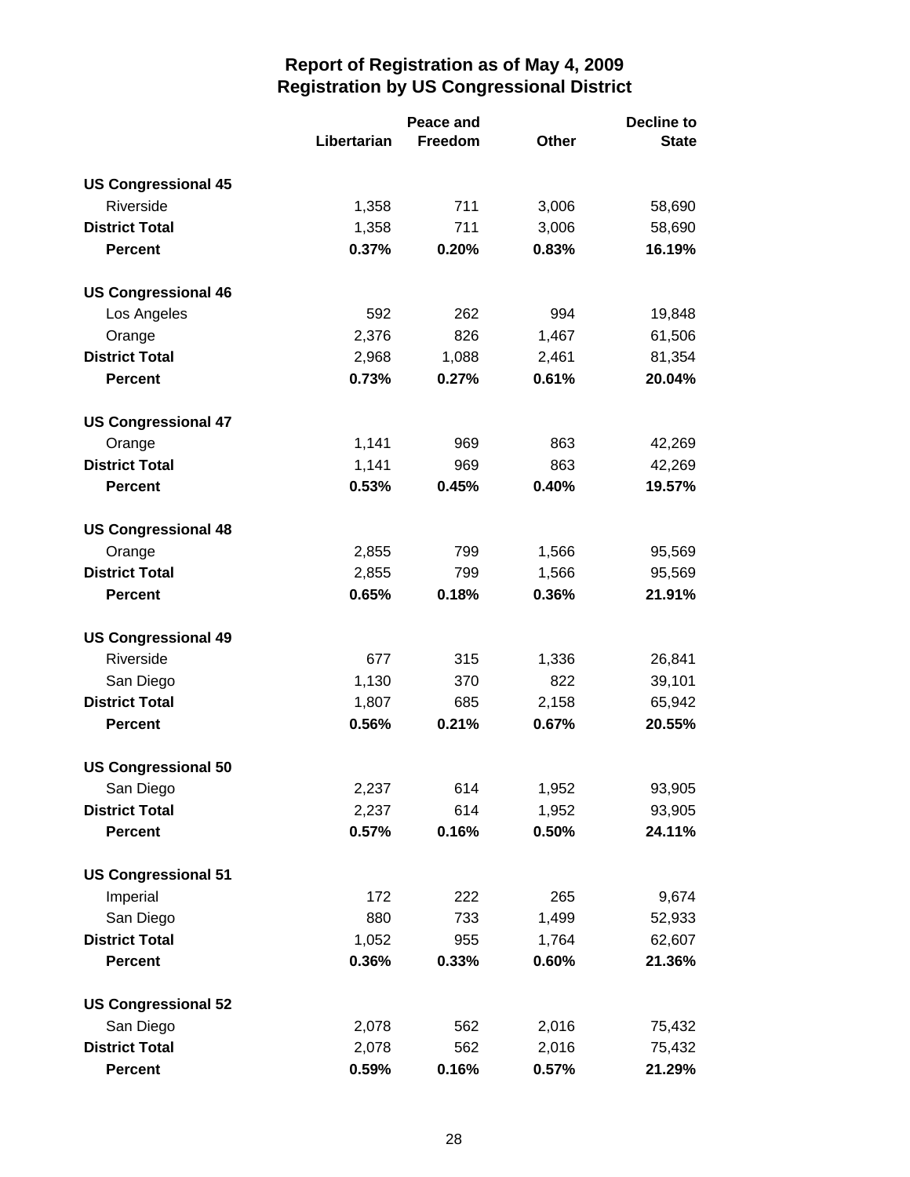## Report of Registration as of May 4, 2009
## Registration by US Congressional District

| | Libertarian | Peace and Freedom | Other | Decline to State |
|---|---|---|---|---|
| **US Congressional 45** | | | | |
| Riverside | 1,358 | 711 | 3,006 | 58,690 |
| **District Total** | 1,358 | 711 | 3,006 | 58,690 |
| **Percent** | **0.37%** | **0.20%** | **0.83%** | **16.19%** |
| **US Congressional 46** | | | | |
| Los Angeles | 592 | 262 | 994 | 19,848 |
| Orange | 2,376 | 826 | 1,467 | 61,506 |
| **District Total** | 2,968 | 1,088 | 2,461 | 81,354 |
| **Percent** | **0.73%** | **0.27%** | **0.61%** | **20.04%** |
| **US Congressional 47** | | | | |
| Orange | 1,141 | 969 | 863 | 42,269 |
| **District Total** | 1,141 | 969 | 863 | 42,269 |
| **Percent** | **0.53%** | **0.45%** | **0.40%** | **19.57%** |
| **US Congressional 48** | | | | |
| Orange | 2,855 | 799 | 1,566 | 95,569 |
| **District Total** | 2,855 | 799 | 1,566 | 95,569 |
| **Percent** | **0.65%** | **0.18%** | **0.36%** | **21.91%** |
| **US Congressional 49** | | | | |
| Riverside | 677 | 315 | 1,336 | 26,841 |
| San Diego | 1,130 | 370 | 822 | 39,101 |
| **District Total** | 1,807 | 685 | 2,158 | 65,942 |
| **Percent** | **0.56%** | **0.21%** | **0.67%** | **20.55%** |
| **US Congressional 50** | | | | |
| San Diego | 2,237 | 614 | 1,952 | 93,905 |
| **District Total** | 2,237 | 614 | 1,952 | 93,905 |
| **Percent** | **0.57%** | **0.16%** | **0.50%** | **24.11%** |
| **US Congressional 51** | | | | |
| Imperial | 172 | 222 | 265 | 9,674 |
| San Diego | 880 | 733 | 1,499 | 52,933 |
| **District Total** | 1,052 | 955 | 1,764 | 62,607 |
| **Percent** | **0.36%** | **0.33%** | **0.60%** | **21.36%** |
| **US Congressional 52** | | | | |
| San Diego | 2,078 | 562 | 2,016 | 75,432 |
| **District Total** | 2,078 | 562 | 2,016 | 75,432 |
| **Percent** | **0.59%** | **0.16%** | **0.57%** | **21.29%** |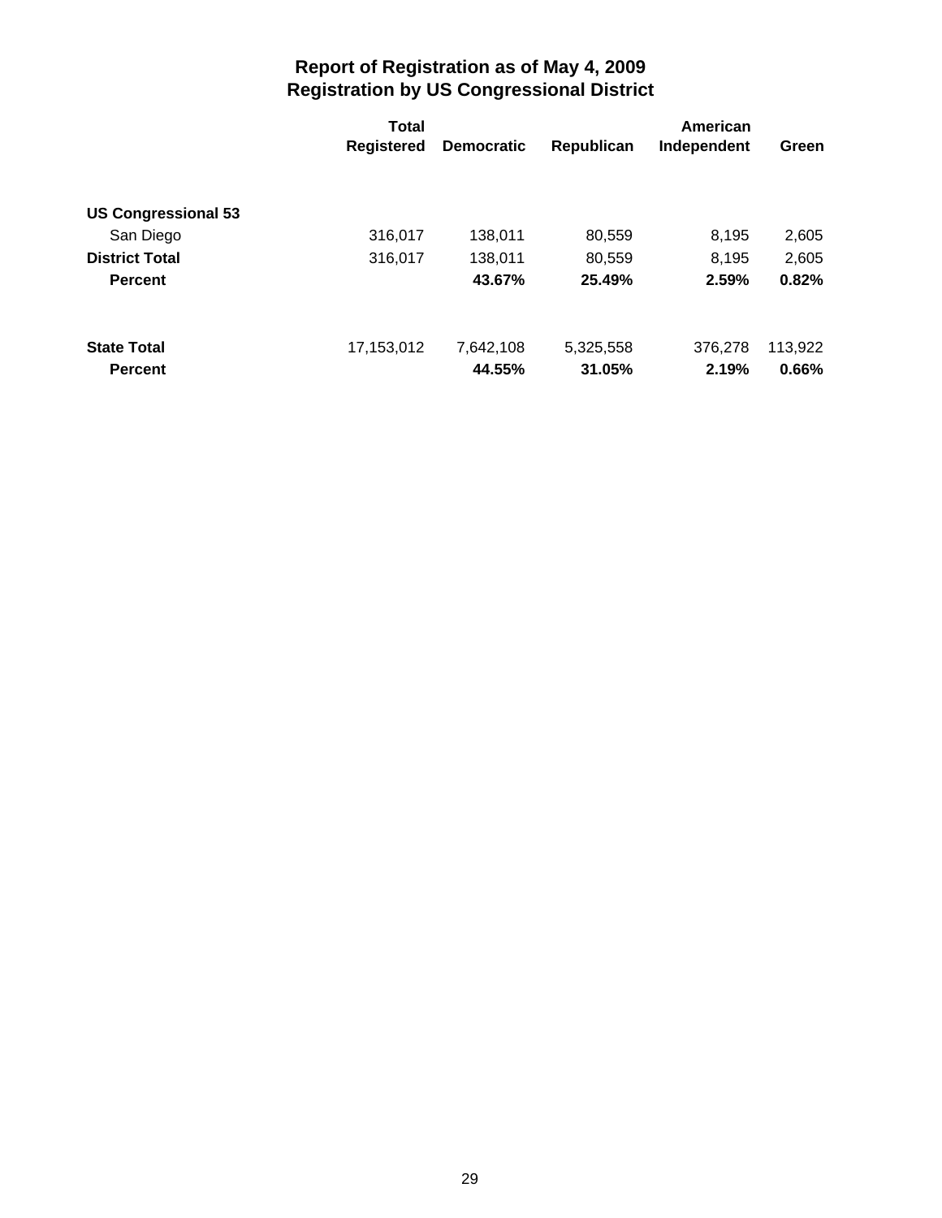# Report of Registration as of May 4, 2009
## Registration by US Congressional District

| | Total Registered | Democratic | Republican | American Independent | Green |
|---|---|---|---|---|---|
| **US Congressional 53** | | | | | |
| San Diego | 316,017 | 138,011 | 80,559 | 8,195 | 2,605 |
| **District Total** | 316,017 | 138,011 | 80,559 | 8,195 | 2,605 |
| **Percent** | | **43.67%** | **25.49%** | **2.59%** | **0.82%** |
| | | | | | |
| **State Total** | 17,153,012 | 7,642,108 | 5,325,558 | 376,278 | 113,922 |
| **Percent** | | **44.55%** | **31.05%** | **2.19%** | **0.66%** |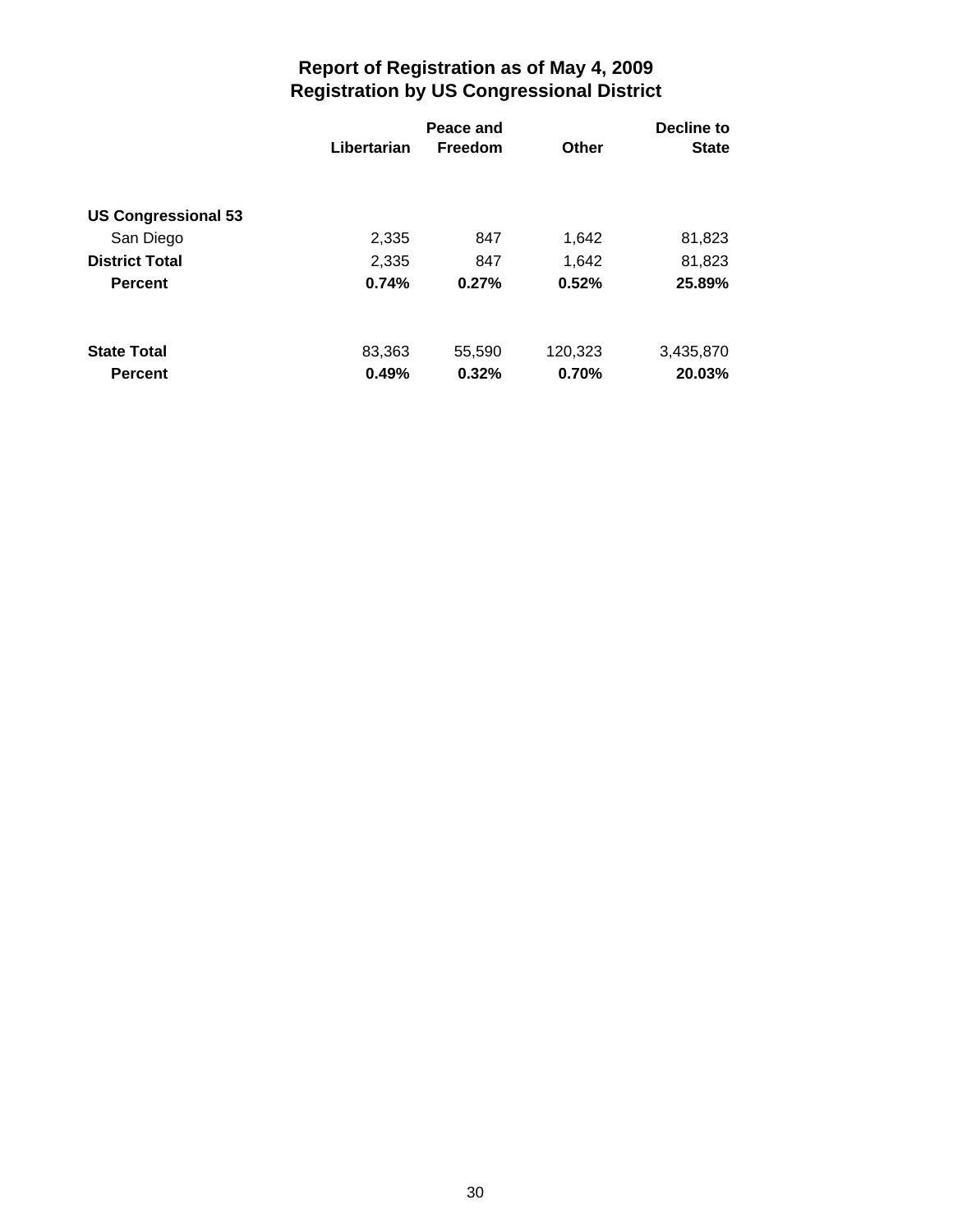# Report of Registration as of May 4, 2009
## Registration by US Congressional District

| | Libertarian | Peace and Freedom | Other | Decline to State |
|---|---|---|---|---|
| **US Congressional 53** | | | | |
| San Diego | 2,335 | 847 | 1,642 | 81,823 |
| **District Total** | 2,335 | 847 | 1,642 | 81,823 |
| **Percent** | **0.74%** | **0.27%** | **0.52%** | **25.89%** |
| | | | | |
| **State Total** | 83,363 | 55,590 | 120,323 | 3,435,870 |
| **Percent** | **0.49%** | **0.32%** | **0.70%** | **20.03%** |